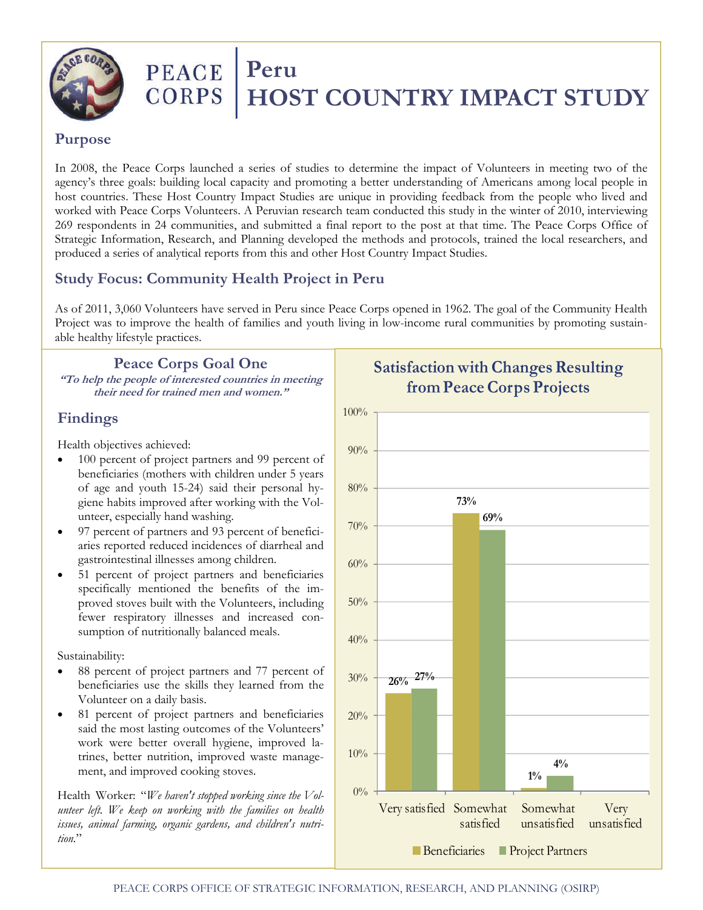# Peru HOST COUNTRY IMPACT STUDY

PEACE CORPS

## Purpose

In 2008, the Peace Corps launched a series of studies to determine the impact of Volunteers in meeting two of the agency's three goals: building local capacity and promoting a better understanding of Americans among local people in host countries. These Host Country Impact Studies are unique in providing feedback from the people who lived and worked with Peace Corps Volunteers. A Peruvian research team conducted this study in the winter of 2010, interviewing 269 respondents in 24 communities, and submitted a final report to the post at that time. The Peace Corps Office of Strategic Information, Research, and Planning developed the methods and protocols, trained the local researchers, and produced a series of analytical reports from this and other Host Country Impact Studies.

## Study Focus: Community Health Project in Peru

As of 2011, 3,060 Volunteers have served in Peru since Peace Corps opened in 1962. The goal of the Community Health Project was to improve the health of families and youth living in low-income rural communities by promoting sustainable healthy lifestyle practices.

## Peace Corps Goal One

***"To help the people of interested countries in meeting their need for trained men and women."***

### Findings

Health objectives achieved:

- 100 percent of project partners and 99 percent of beneficiaries (mothers with children under 5 years of age and youth 15-24) said their personal hygiene habits improved after working with the Volunteer, especially hand washing.
- 97 percent of partners and 93 percent of beneficiaries reported reduced incidences of diarrheal and gastrointestinal illnesses among children.
- 51 percent of project partners and beneficiaries specifically mentioned the benefits of the improved stoves built with the Volunteers, including fewer respiratory illnesses and increased consumption of nutritionally balanced meals.

Sustainability:

- 88 percent of project partners and 77 percent of beneficiaries use the skills they learned from the Volunteer on a daily basis.
- 81 percent of project partners and beneficiaries said the most lasting outcomes of the Volunteers' work were better overall hygiene, improved latrines, better nutrition, improved waste management, and improved cooking stoves.

Health Worker: "*We haven't stopped working since the Volunteer left. We keep on working with the families on health issues, animal farming, organic gardens, and children's nutrition.*"

### Satisfaction with Changes Resulting from Peace Corps Projects

| | Beneficiaries | Project Partners |
|---|---|---|
| Very satisfied | 26% | 27% |
| Somewhat satisfied | 73% | 69% |
| Somewhat unsatisfied | 1% | 4% |
| Very unsatisfied | | |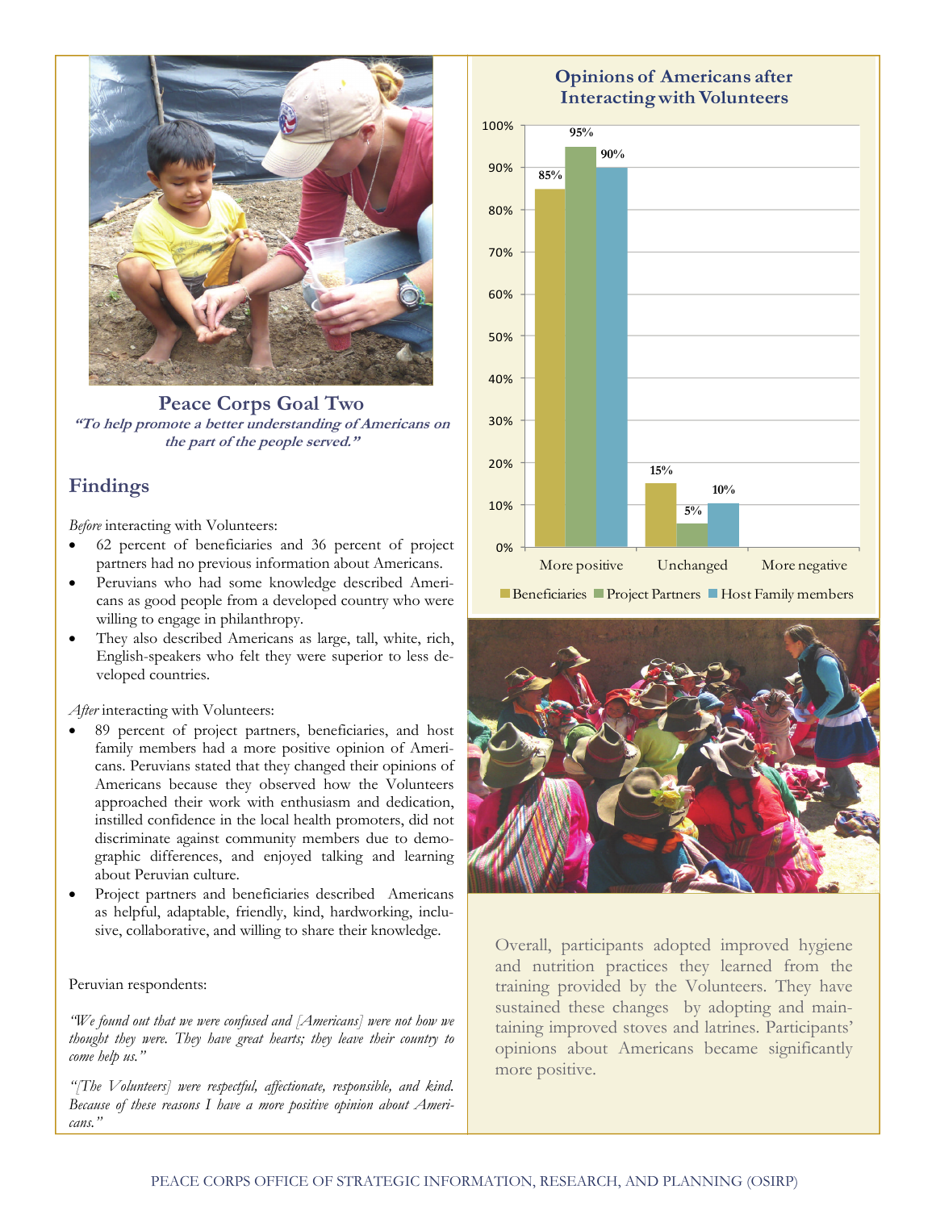## Peace Corps Goal Two

***"To help promote a better understanding of Americans on the part of the people served."***

## Findings

*Before* interacting with Volunteers:

- 62 percent of beneficiaries and 36 percent of project partners had no previous information about Americans.
- Peruvians who had some knowledge described Americans as good people from a developed country who were willing to engage in philanthropy.
- They also described Americans as large, tall, white, rich, English-speakers who felt they were superior to less developed countries.

*After* interacting with Volunteers:

- 89 percent of project partners, beneficiaries, and host family members had a more positive opinion of Americans. Peruvians stated that they changed their opinions of Americans because they observed how the Volunteers approached their work with enthusiasm and dedication, instilled confidence in the local health promoters, did not discriminate against community members due to demographic differences, and enjoyed talking and learning about Peruvian culture.
- Project partners and beneficiaries described Americans as helpful, adaptable, friendly, kind, hardworking, inclusive, collaborative, and willing to share their knowledge.

Peruvian respondents:

*"We found out that we were confused and [Americans] were not how we thought they were. They have great hearts; they leave their country to come help us."*

*"[The Volunteers] were respectful, affectionate, responsible, and kind. Because of these reasons I have a more positive opinion about Americans."*

**Opinions of Americans after Interacting with Volunteers**

100%
90%
80%
70%
60%
50%
40%
30%
20%
10%
0%

More positive: 85%, 95%, 90%
Unchanged: 15%, 5%, 10%
More negative

Beneficiaries, Project Partners, Host Family members

Overall, participants adopted improved hygiene and nutrition practices they learned from the training provided by the Volunteers. They have sustained these changes by adopting and maintaining improved stoves and latrines. Participants' opinions about Americans became significantly more positive.